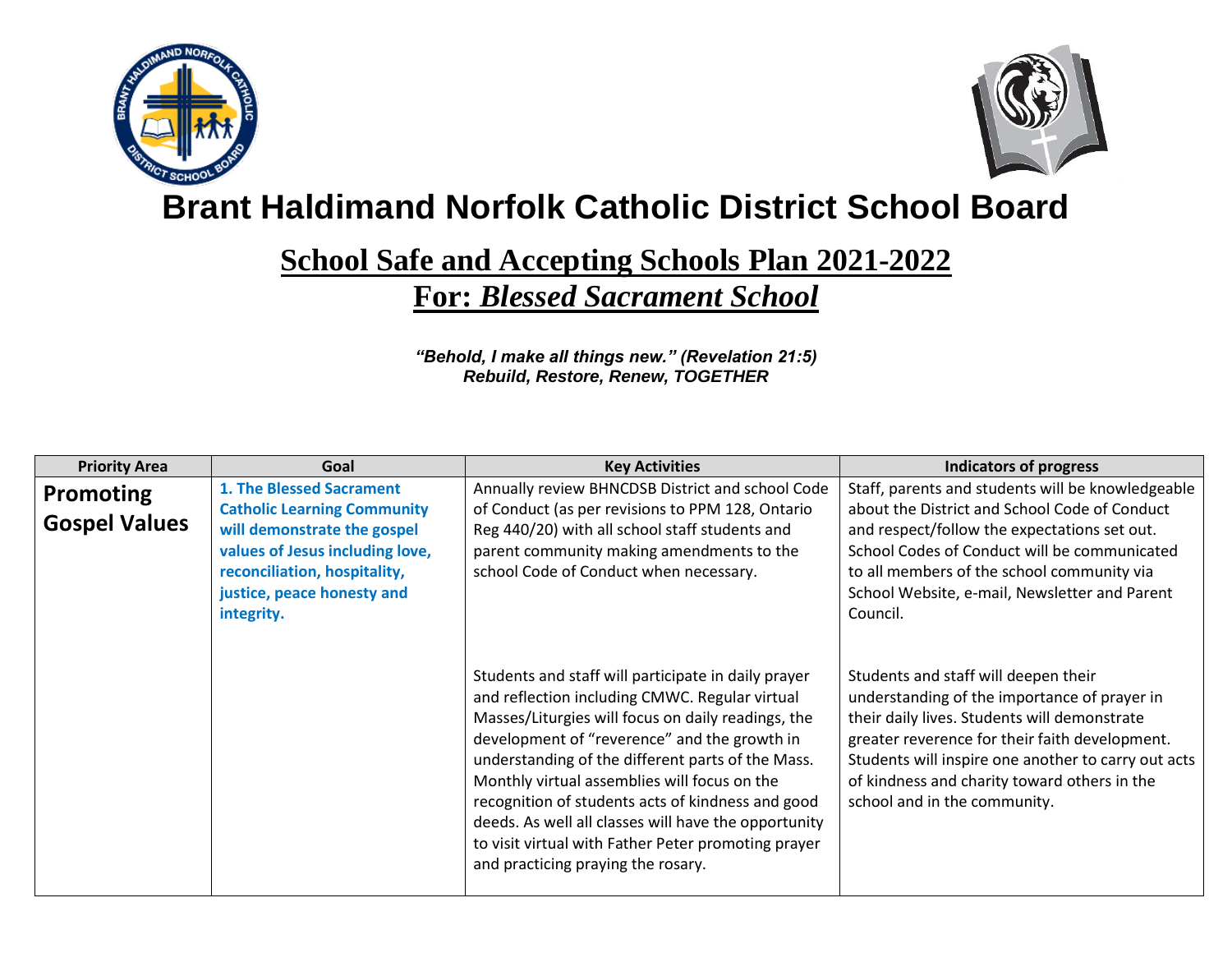# Brant Haldimand Norfolk Catholic District School Board

## School Safe and Accepting Schools Plan 2021-2022
## For: *Blessed Sacrament School*

***"Behold, I make all things new." (Revelation 21:5)***
***Rebuild, Restore, Renew, TOGETHER***

| Priority Area | Goal | Key Activities | Indicators of progress |
|---|---|---|---|
| **Promoting Gospel Values** | **1. The Blessed Sacrament Catholic Learning Community will demonstrate the gospel values of Jesus including love, reconciliation, hospitality, justice, peace honesty and integrity.** | Annually review BHNCDSB District and school Code of Conduct (as per revisions to PPM 128, Ontario Reg 440/20) with all school staff students and parent community making amendments to the school Code of Conduct when necessary. | Staff, parents and students will be knowledgeable about the District and School Code of Conduct and respect/follow the expectations set out. School Codes of Conduct will be communicated to all members of the school community via School Website, e-mail, Newsletter and Parent Council. |
| | | Students and staff will participate in daily prayer and reflection including CMWC. Regular virtual Masses/Liturgies will focus on daily readings, the development of "reverence" and the growth in understanding of the different parts of the Mass. Monthly virtual assemblies will focus on the recognition of students acts of kindness and good deeds. As well all classes will have the opportunity to visit virtual with Father Peter promoting prayer and practicing praying the rosary. | Students and staff will deepen their understanding of the importance of prayer in their daily lives. Students will demonstrate greater reverence for their faith development. Students will inspire one another to carry out acts of kindness and charity toward others in the school and in the community. |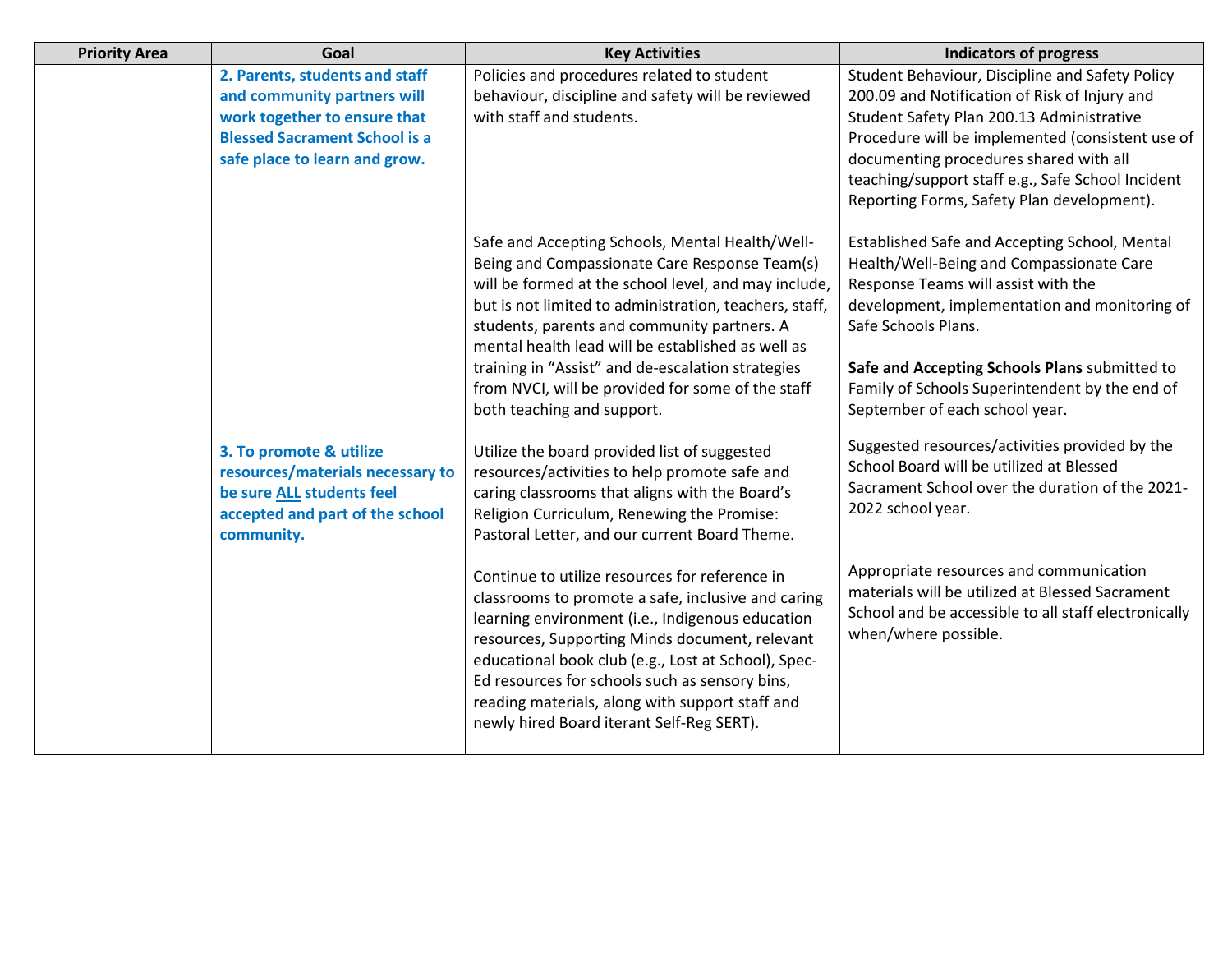| Priority Area | Goal | Key Activities | Indicators of progress |
|---|---|---|---|
| | **2. Parents, students and staff and community partners will work together to ensure that Blessed Sacrament School is a safe place to learn and grow.** | Policies and procedures related to student behaviour, discipline and safety will be reviewed with staff and students. | Student Behaviour, Discipline and Safety Policy 200.09 and Notification of Risk of Injury and Student Safety Plan 200.13 Administrative Procedure will be implemented (consistent use of documenting procedures shared with all teaching/support staff e.g., Safe School Incident Reporting Forms, Safety Plan development). |
| | | Safe and Accepting Schools, Mental Health/Well-Being and Compassionate Care Response Team(s) will be formed at the school level, and may include, but is not limited to administration, teachers, staff, students, parents and community partners. A mental health lead will be established as well as training in "Assist" and de-escalation strategies from NVCI, will be provided for some of the staff both teaching and support. | Established Safe and Accepting School, Mental Health/Well-Being and Compassionate Care Response Teams will assist with the development, implementation and monitoring of Safe Schools Plans.<br><br>**Safe and Accepting Schools Plans** submitted to Family of Schools Superintendent by the end of September of each school year. |
| | **3. To promote & utilize resources/materials necessary to be sure <u>ALL</u> students feel accepted and part of the school community.** | Utilize the board provided list of suggested resources/activities to help promote safe and caring classrooms that aligns with the Board's Religion Curriculum, Renewing the Promise: Pastoral Letter, and our current Board Theme. | Suggested resources/activities provided by the School Board will be utilized at Blessed Sacrament School over the duration of the 2021-2022 school year. |
| | | Continue to utilize resources for reference in classrooms to promote a safe, inclusive and caring learning environment (i.e., Indigenous education resources, Supporting Minds document, relevant educational book club (e.g., Lost at School), Spec-Ed resources for schools such as sensory bins, reading materials, along with support staff and newly hired Board iterant Self-Reg SERT). | Appropriate resources and communication materials will be utilized at Blessed Sacrament School and be accessible to all staff electronically when/where possible. |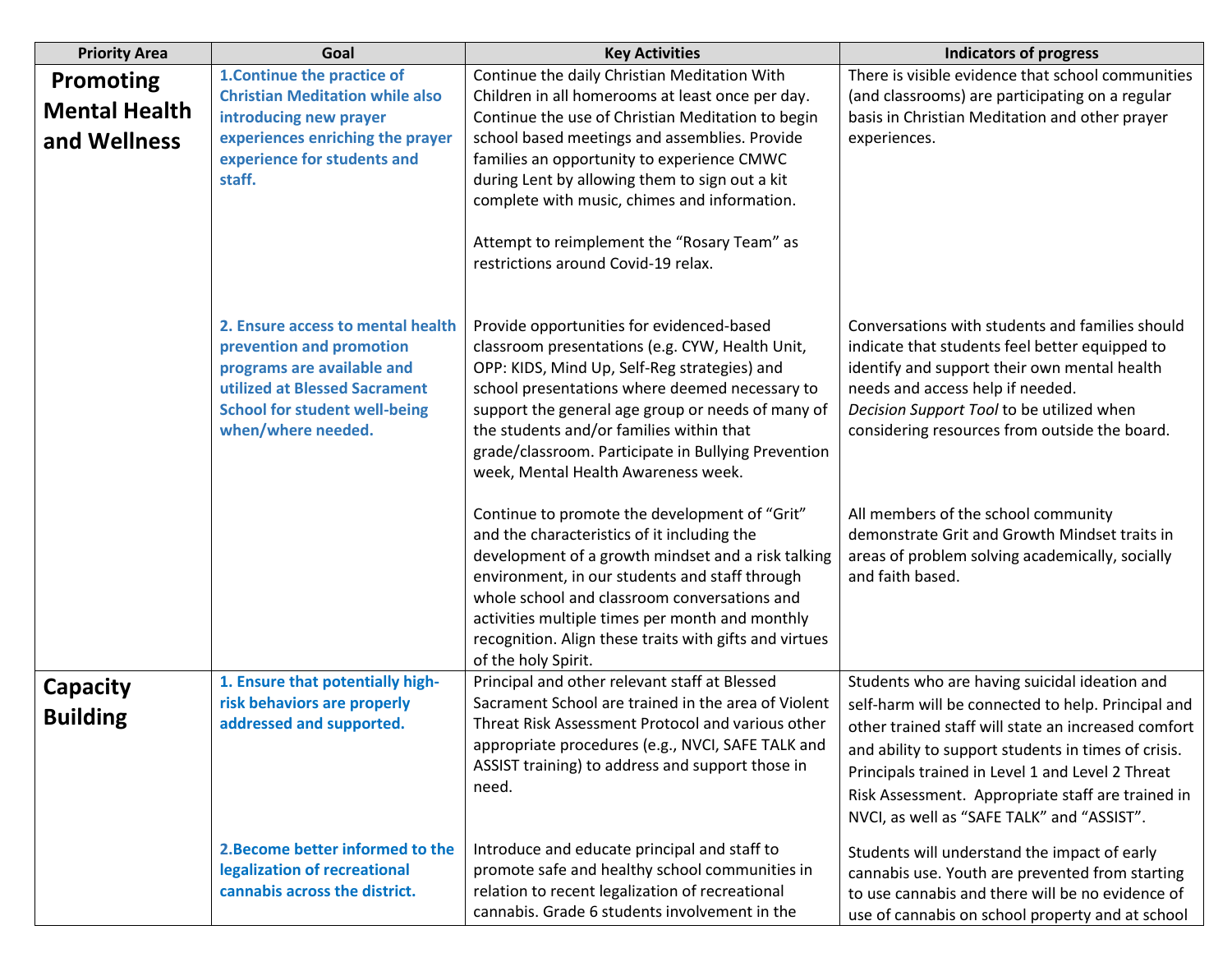| Priority Area | Goal | Key Activities | Indicators of progress |
| --- | --- | --- | --- |
| **Promoting Mental Health and Wellness** | **1.Continue the practice of Christian Meditation while also introducing new prayer experiences enriching the prayer experience for students and staff.** | Continue the daily Christian Meditation With Children in all homerooms at least once per day. Continue the use of Christian Meditation to begin school based meetings and assemblies. Provide families an opportunity to experience CMWC during Lent by allowing them to sign out a kit complete with music, chimes and information.<br><br>Attempt to reimplement the "Rosary Team" as restrictions around Covid-19 relax. | There is visible evidence that school communities (and classrooms) are participating on a regular basis in Christian Meditation and other prayer experiences. |
| | **2. Ensure access to mental health prevention and promotion programs are available and utilized at Blessed Sacrament School for student well-being when/where needed.** | Provide opportunities for evidenced-based classroom presentations (e.g. CYW, Health Unit, OPP: KIDS, Mind Up, Self-Reg strategies) and school presentations where deemed necessary to support the general age group or needs of many of the students and/or families within that grade/classroom. Participate in Bullying Prevention week, Mental Health Awareness week. | Conversations with students and families should indicate that students feel better equipped to identify and support their own mental health needs and access help if needed.<br>*Decision Support Tool* to be utilized when considering resources from outside the board. |
| | | Continue to promote the development of "Grit" and the characteristics of it including the development of a growth mindset and a risk talking environment, in our students and staff through whole school and classroom conversations and activities multiple times per month and monthly recognition. Align these traits with gifts and virtues of the holy Spirit. | All members of the school community demonstrate Grit and Growth Mindset traits in areas of problem solving academically, socially and faith based. |
| **Capacity Building** | **1. Ensure that potentially high-risk behaviors are properly addressed and supported.** | Principal and other relevant staff at Blessed Sacrament School are trained in the area of Violent Threat Risk Assessment Protocol and various other appropriate procedures (e.g., NVCI, SAFE TALK and ASSIST training) to address and support those in need. | Students who are having suicidal ideation and self-harm will be connected to help. Principal and other trained staff will state an increased comfort and ability to support students in times of crisis. Principals trained in Level 1 and Level 2 Threat Risk Assessment. Appropriate staff are trained in NVCI, as well as "SAFE TALK" and "ASSIST". |
| | **2.Become better informed to the legalization of recreational cannabis across the district.** | Introduce and educate principal and staff to promote safe and healthy school communities in relation to recent legalization of recreational cannabis. Grade 6 students involvement in the | Students will understand the impact of early cannabis use. Youth are prevented from starting to use cannabis and there will be no evidence of use of cannabis on school property and at school |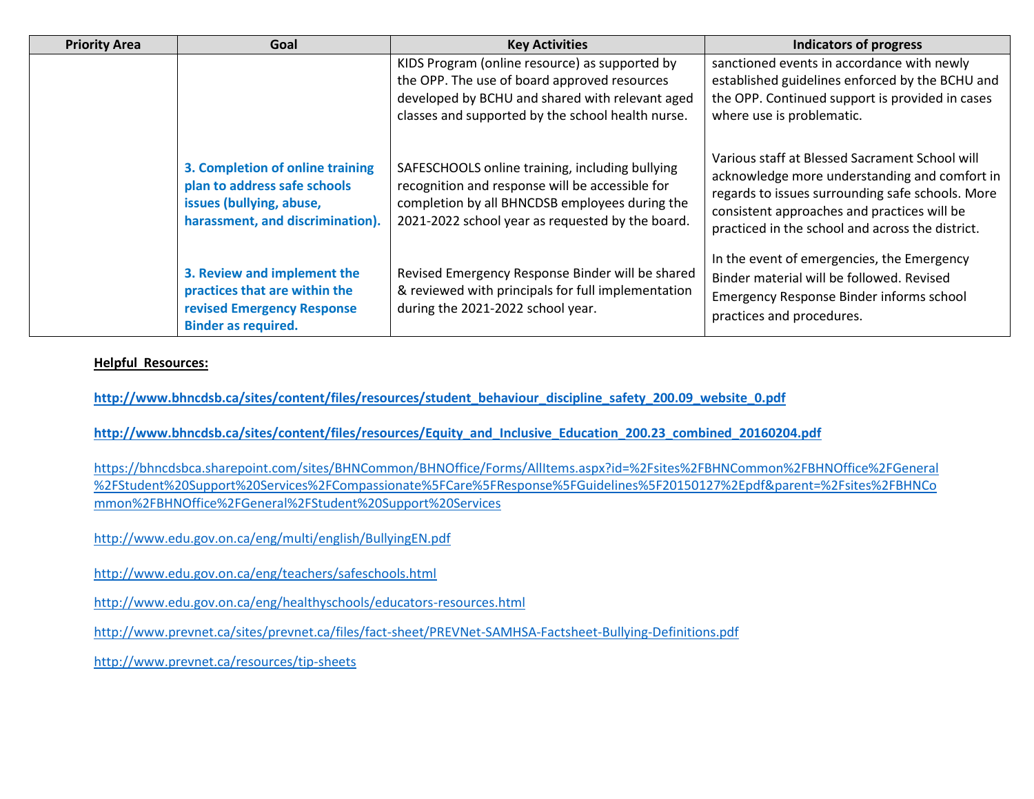| Priority Area | Goal | Key Activities | Indicators of progress |
| --- | --- | --- | --- |
| | | KIDS Program (online resource) as supported by the OPP. The use of board approved resources developed by BCHU and shared with relevant aged classes and supported by the school health nurse. | sanctioned events in accordance with newly established guidelines enforced by the BCHU and the OPP. Continued support is provided in cases where use is problematic. |
| | **3. Completion of online training plan to address safe schools issues (bullying, abuse, harassment, and discrimination).** | SAFESCHOOLS online training, including bullying recognition and response will be accessible for completion by all BHNCDSB employees during the 2021-2022 school year as requested by the board. | Various staff at Blessed Sacrament School will acknowledge more understanding and comfort in regards to issues surrounding safe schools. More consistent approaches and practices will be practiced in the school and across the district. |
| | **3. Review and implement the practices that are within the revised Emergency Response Binder as required.** | Revised Emergency Response Binder will be shared & reviewed with principals for full implementation during the 2021-2022 school year. | In the event of emergencies, the Emergency Binder material will be followed. Revised Emergency Response Binder informs school practices and procedures. |

**Helpful Resources:**

**http://www.bhncdsb.ca/sites/content/files/resources/student_behaviour_discipline_safety_200.09_website_0.pdf**

**http://www.bhncdsb.ca/sites/content/files/resources/Equity_and_Inclusive_Education_200.23_combined_20160204.pdf**

https://bhncdsbca.sharepoint.com/sites/BHNCommon/BHNOffice/Forms/AllItems.aspx?id=%2Fsites%2FBHNCommon%2FBHNOffice%2FGeneral%2FStudent%20Support%20Services%2FCompassionate%5FCare%5FResponse%5FGuidelines%5F20150127%2Epdf&parent=%2Fsites%2FBHNCommon%2FBHNOffice%2FGeneral%2FStudent%20Support%20Services

http://www.edu.gov.on.ca/eng/multi/english/BullyingEN.pdf

http://www.edu.gov.on.ca/eng/teachers/safeschools.html

http://www.edu.gov.on.ca/eng/healthyschools/educators-resources.html

http://www.prevnet.ca/sites/prevnet.ca/files/fact-sheet/PREVNet-SAMHSA-Factsheet-Bullying-Definitions.pdf

http://www.prevnet.ca/resources/tip-sheets